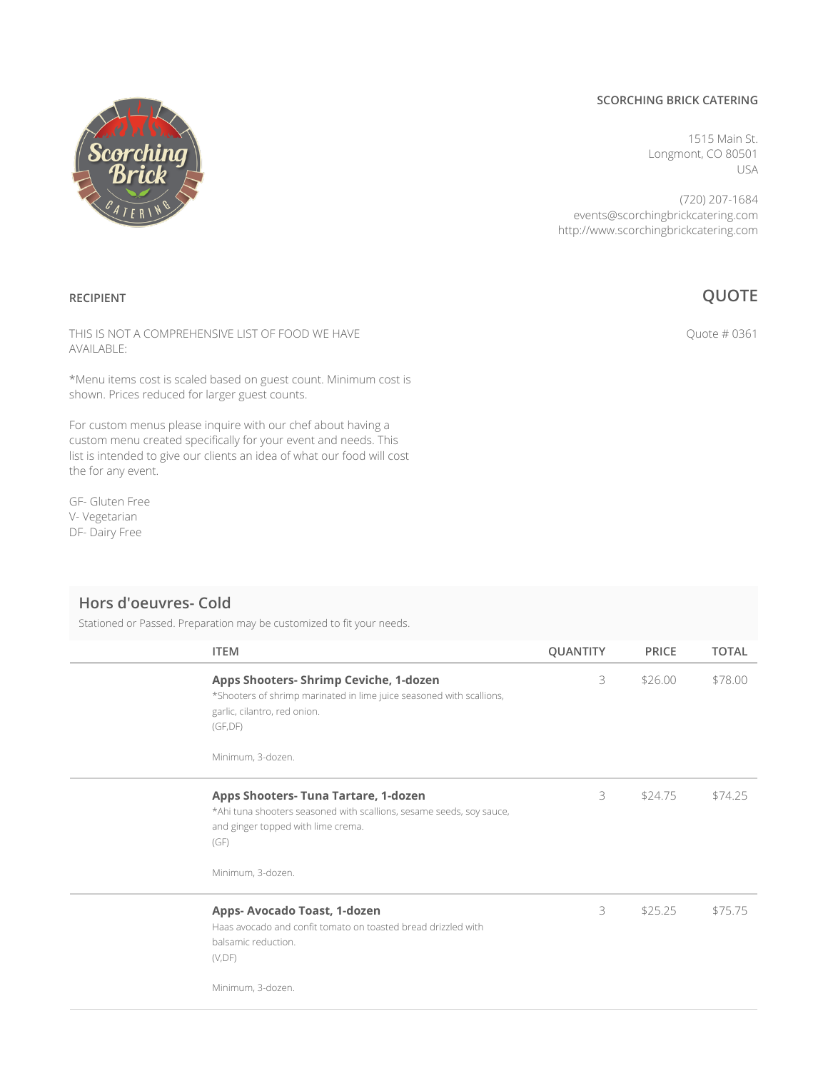**SCORCHING BRICK CATERING**

1515 Main St.
Longmont, CO 80501
USA

(720) 207-1684
events@scorchingbrickcatering.com
http://www.scorchingbrickcatering.com

**RECIPIENT**

## QUOTE

Quote # 0361

THIS IS NOT A COMPREHENSIVE LIST OF FOOD WE HAVE AVAILABLE:

*Menu items cost is scaled based on guest count. Minimum cost is shown. Prices reduced for larger guest counts.

For custom menus please inquire with our chef about having a custom menu created specifically for your event and needs. This list is intended to give our clients an idea of what our food will cost the for any event.

GF- Gluten Free
V- Vegetarian
DF- Dairy Free

## Hors d'oeuvres- Cold

Stationed or Passed. Preparation may be customized to fit your needs.

| ITEM | QUANTITY | PRICE | TOTAL |
|---|---|---|---|
| **Apps Shooters- Shrimp Ceviche, 1-dozen**<br>*Shooters of shrimp marinated in lime juice seasoned with scallions, garlic, cilantro, red onion.<br>(GF,DF)<br><br>Minimum, 3-dozen. | 3 | $26.00 | $78.00 |
| **Apps Shooters- Tuna Tartare, 1-dozen**<br>*Ahi tuna shooters seasoned with scallions, sesame seeds, soy sauce, and ginger topped with lime crema.<br>(GF)<br><br>Minimum, 3-dozen. | 3 | $24.75 | $74.25 |
| **Apps- Avocado Toast, 1-dozen**<br>Haas avocado and confit tomato on toasted bread drizzled with balsamic reduction.<br>(V,DF)<br><br>Minimum, 3-dozen. | 3 | $25.25 | $75.75 |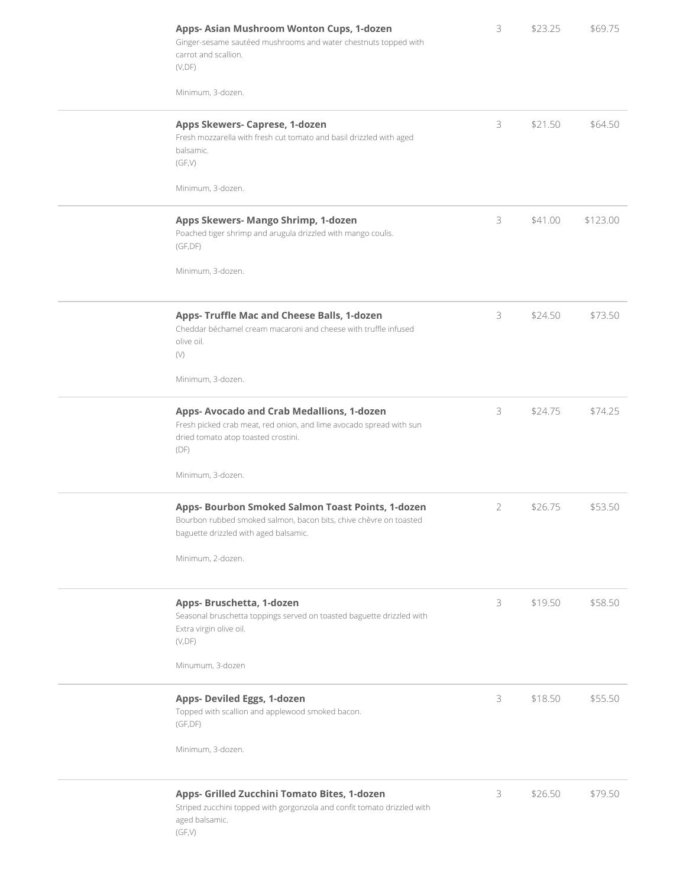| Item | Qty | Unit Price | Total |
|---|---|---|---|
| **Apps- Asian Mushroom Wonton Cups, 1-dozen**<br>Ginger-sesame sautéed mushrooms and water chestnuts topped with carrot and scallion.<br>(V,DF)<br><br>Minimum, 3-dozen. | 3 | $23.25 | $69.75 |
| **Apps Skewers- Caprese, 1-dozen**<br>Fresh mozzarella with fresh cut tomato and basil drizzled with aged balsamic.<br>(GF,V)<br><br>Minimum, 3-dozen. | 3 | $21.50 | $64.50 |
| **Apps Skewers- Mango Shrimp, 1-dozen**<br>Poached tiger shrimp and arugula drizzled with mango coulis.<br>(GF,DF)<br><br>Minimum, 3-dozen. | 3 | $41.00 | $123.00 |
| **Apps- Truffle Mac and Cheese Balls, 1-dozen**<br>Cheddar béchamel cream macaroni and cheese with truffle infused olive oil.<br>(V)<br><br>Minimum, 3-dozen. | 3 | $24.50 | $73.50 |
| **Apps- Avocado and Crab Medallions, 1-dozen**<br>Fresh picked crab meat, red onion, and lime avocado spread with sun dried tomato atop toasted crostini.<br>(DF)<br><br>Minimum, 3-dozen. | 3 | $24.75 | $74.25 |
| **Apps- Bourbon Smoked Salmon Toast Points, 1-dozen**<br>Bourbon rubbed smoked salmon, bacon bits, chive chèvre on toasted baguette drizzled with aged balsamic.<br><br>Minimum, 2-dozen. | 2 | $26.75 | $53.50 |
| **Apps- Bruschetta, 1-dozen**<br>Seasonal bruschetta toppings served on toasted baguette drizzled with Extra virgin olive oil.<br>(V,DF)<br><br>Minumum, 3-dozen | 3 | $19.50 | $58.50 |
| **Apps- Deviled Eggs, 1-dozen**<br>Topped with scallion and applewood smoked bacon.<br>(GF,DF)<br><br>Minimum, 3-dozen. | 3 | $18.50 | $55.50 |
| **Apps- Grilled Zucchini Tomato Bites, 1-dozen**<br>Striped zucchini topped with gorgonzola and confit tomato drizzled with aged balsamic.<br>(GF,V) | 3 | $26.50 | $79.50 |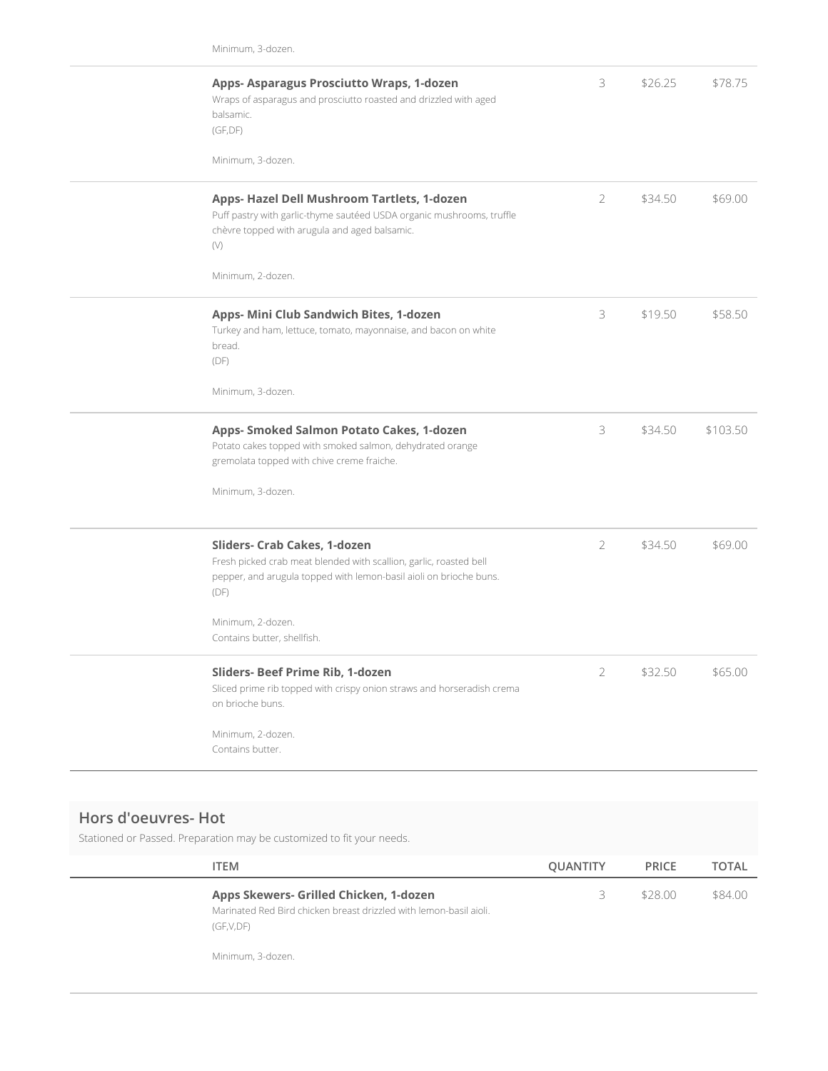Minimum, 3-dozen.

| ITEM | QUANTITY | PRICE | TOTAL |
| --- | --- | --- | --- |
| **Apps- Asparagus Prosciutto Wraps, 1-dozen**<br>Wraps of asparagus and prosciutto roasted and drizzled with aged balsamic.<br>(GF,DF)<br><br>Minimum, 3-dozen. | 3 | $26.25 | $78.75 |
| **Apps- Hazel Dell Mushroom Tartlets, 1-dozen**<br>Puff pastry with garlic-thyme sautéed USDA organic mushrooms, truffle chèvre topped with arugula and aged balsamic.<br>(V)<br><br>Minimum, 2-dozen. | 2 | $34.50 | $69.00 |
| **Apps- Mini Club Sandwich Bites, 1-dozen**<br>Turkey and ham, lettuce, tomato, mayonnaise, and bacon on white bread.<br>(DF)<br><br>Minimum, 3-dozen. | 3 | $19.50 | $58.50 |
| **Apps- Smoked Salmon Potato Cakes, 1-dozen**<br>Potato cakes topped with smoked salmon, dehydrated orange gremolata topped with chive creme fraiche.<br><br>Minimum, 3-dozen. | 3 | $34.50 | $103.50 |
| **Sliders- Crab Cakes, 1-dozen**<br>Fresh picked crab meat blended with scallion, garlic, roasted bell pepper, and arugula topped with lemon-basil aioli on brioche buns.<br>(DF)<br><br>Minimum, 2-dozen.<br>Contains butter, shellfish. | 2 | $34.50 | $69.00 |
| **Sliders- Beef Prime Rib, 1-dozen**<br>Sliced prime rib topped with crispy onion straws and horseradish crema on brioche buns.<br><br>Minimum, 2-dozen.<br>Contains butter. | 2 | $32.50 | $65.00 |

## Hors d'oeuvres- Hot

Stationed or Passed. Preparation may be customized to fit your needs.

| ITEM | QUANTITY | PRICE | TOTAL |
| --- | --- | --- | --- |
| **Apps Skewers- Grilled Chicken, 1-dozen**<br>Marinated Red Bird chicken breast drizzled with lemon-basil aioli.<br>(GF,V,DF)<br><br>Minimum, 3-dozen. | 3 | $28.00 | $84.00 |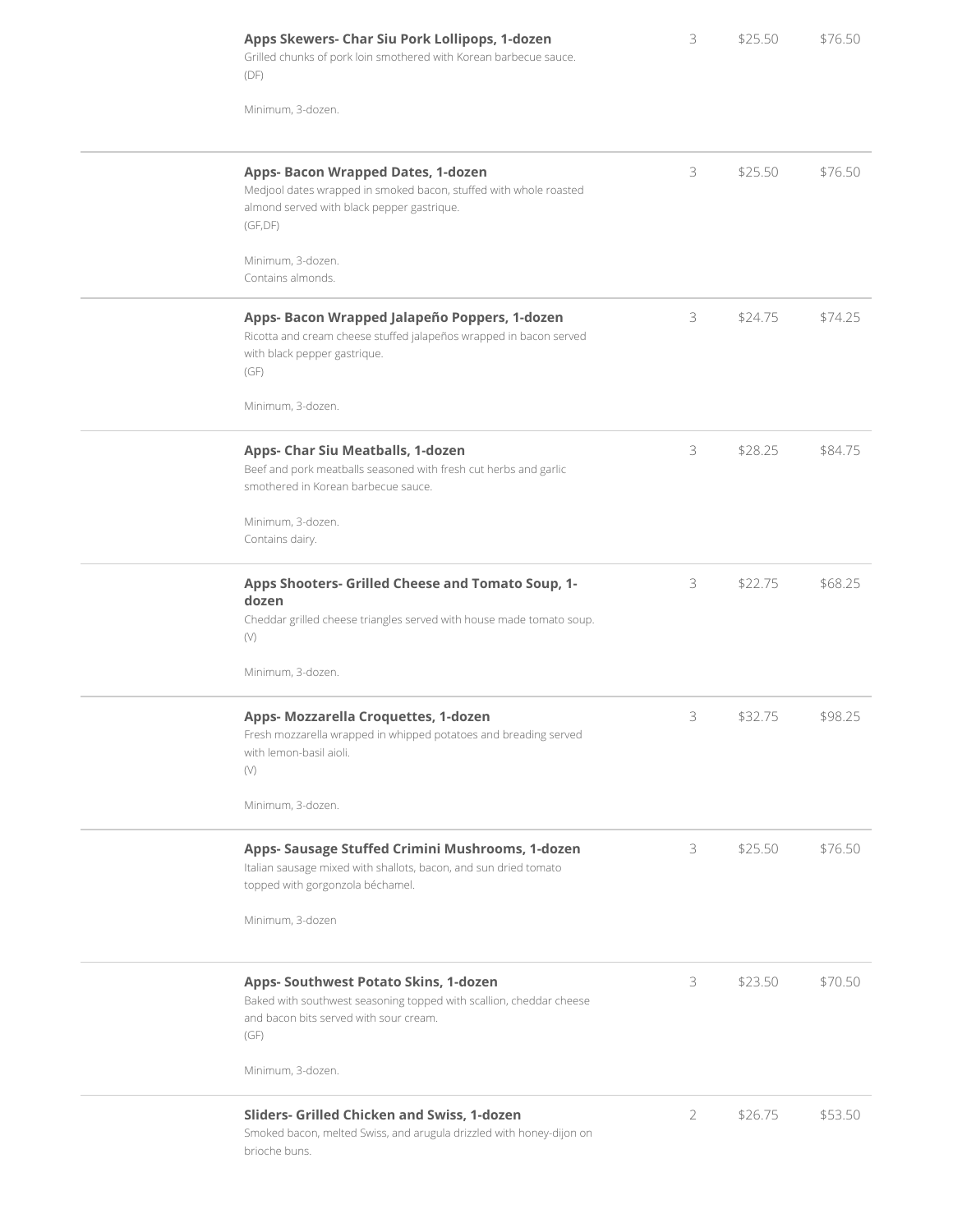| Item | Qty | Price | Total |
|---|---|---|---|
| **Apps Skewers- Char Siu Pork Lollipops, 1-dozen**<br>Grilled chunks of pork loin smothered with Korean barbecue sauce.<br>(DF)<br><br>Minimum, 3-dozen. | 3 | $25.50 | $76.50 |
| **Apps- Bacon Wrapped Dates, 1-dozen**<br>Medjool dates wrapped in smoked bacon, stuffed with whole roasted almond served with black pepper gastrique.<br>(GF,DF)<br><br>Minimum, 3-dozen.<br>Contains almonds. | 3 | $25.50 | $76.50 |
| **Apps- Bacon Wrapped Jalapeño Poppers, 1-dozen**<br>Ricotta and cream cheese stuffed jalapeños wrapped in bacon served with black pepper gastrique.<br>(GF)<br><br>Minimum, 3-dozen. | 3 | $24.75 | $74.25 |
| **Apps- Char Siu Meatballs, 1-dozen**<br>Beef and pork meatballs seasoned with fresh cut herbs and garlic smothered in Korean barbecue sauce.<br><br>Minimum, 3-dozen.<br>Contains dairy. | 3 | $28.25 | $84.75 |
| **Apps Shooters- Grilled Cheese and Tomato Soup, 1-dozen**<br>Cheddar grilled cheese triangles served with house made tomato soup.<br>(V)<br><br>Minimum, 3-dozen. | 3 | $22.75 | $68.25 |
| **Apps- Mozzarella Croquettes, 1-dozen**<br>Fresh mozzarella wrapped in whipped potatoes and breading served with lemon-basil aioli.<br>(V)<br><br>Minimum, 3-dozen. | 3 | $32.75 | $98.25 |
| **Apps- Sausage Stuffed Crimini Mushrooms, 1-dozen**<br>Italian sausage mixed with shallots, bacon, and sun dried tomato topped with gorgonzola béchamel.<br><br>Minimum, 3-dozen | 3 | $25.50 | $76.50 |
| **Apps- Southwest Potato Skins, 1-dozen**<br>Baked with southwest seasoning topped with scallion, cheddar cheese and bacon bits served with sour cream.<br>(GF)<br><br>Minimum, 3-dozen. | 3 | $23.50 | $70.50 |
| **Sliders- Grilled Chicken and Swiss, 1-dozen**<br>Smoked bacon, melted Swiss, and arugula drizzled with honey-dijon on brioche buns. | 2 | $26.75 | $53.50 |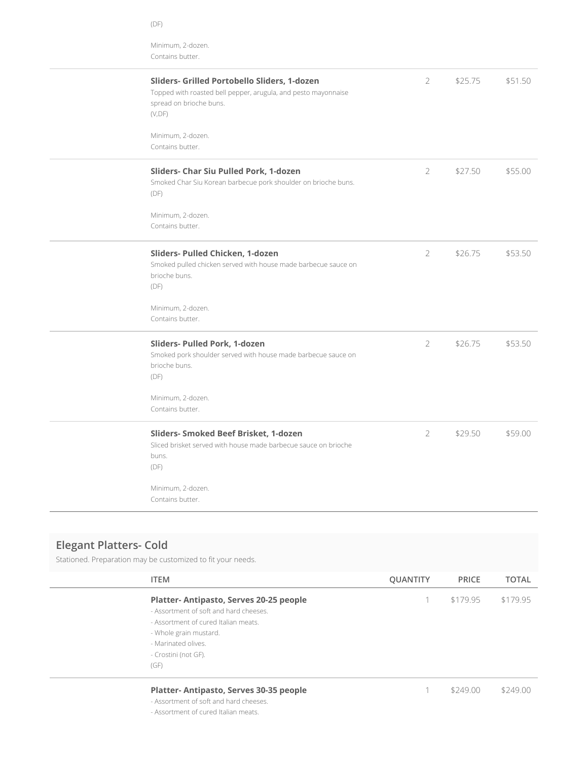| ITEM | QUANTITY | PRICE | TOTAL |
|---|---|---|---|
| (DF)<br><br>Minimum, 2-dozen.<br>Contains butter. | | | |
| **Sliders- Grilled Portobello Sliders, 1-dozen**<br>Topped with roasted bell pepper, arugula, and pesto mayonnaise spread on brioche buns.<br>(V,DF)<br><br>Minimum, 2-dozen.<br>Contains butter. | 2 | $25.75 | $51.50 |
| **Sliders- Char Siu Pulled Pork, 1-dozen**<br>Smoked Char Siu Korean barbecue pork shoulder on brioche buns.<br>(DF)<br><br>Minimum, 2-dozen.<br>Contains butter. | 2 | $27.50 | $55.00 |
| **Sliders- Pulled Chicken, 1-dozen**<br>Smoked pulled chicken served with house made barbecue sauce on brioche buns.<br>(DF)<br><br>Minimum, 2-dozen.<br>Contains butter. | 2 | $26.75 | $53.50 |
| **Sliders- Pulled Pork, 1-dozen**<br>Smoked pork shoulder served with house made barbecue sauce on brioche buns.<br>(DF)<br><br>Minimum, 2-dozen.<br>Contains butter. | 2 | $26.75 | $53.50 |
| **Sliders- Smoked Beef Brisket, 1-dozen**<br>Sliced brisket served with house made barbecue sauce on brioche buns.<br>(DF)<br><br>Minimum, 2-dozen.<br>Contains butter. | 2 | $29.50 | $59.00 |

## Elegant Platters- Cold

Stationed. Preparation may be customized to fit your needs.

| ITEM | QUANTITY | PRICE | TOTAL |
|---|---|---|---|
| **Platter- Antipasto, Serves 20-25 people**<br>- Assortment of soft and hard cheeses.<br>- Assortment of cured Italian meats.<br>- Whole grain mustard.<br>- Marinated olives.<br>- Crostini (not GF).<br>(GF) | 1 | $179.95 | $179.95 |
| **Platter- Antipasto, Serves 30-35 people**<br>- Assortment of soft and hard cheeses.<br>- Assortment of cured Italian meats. | 1 | $249.00 | $249.00 |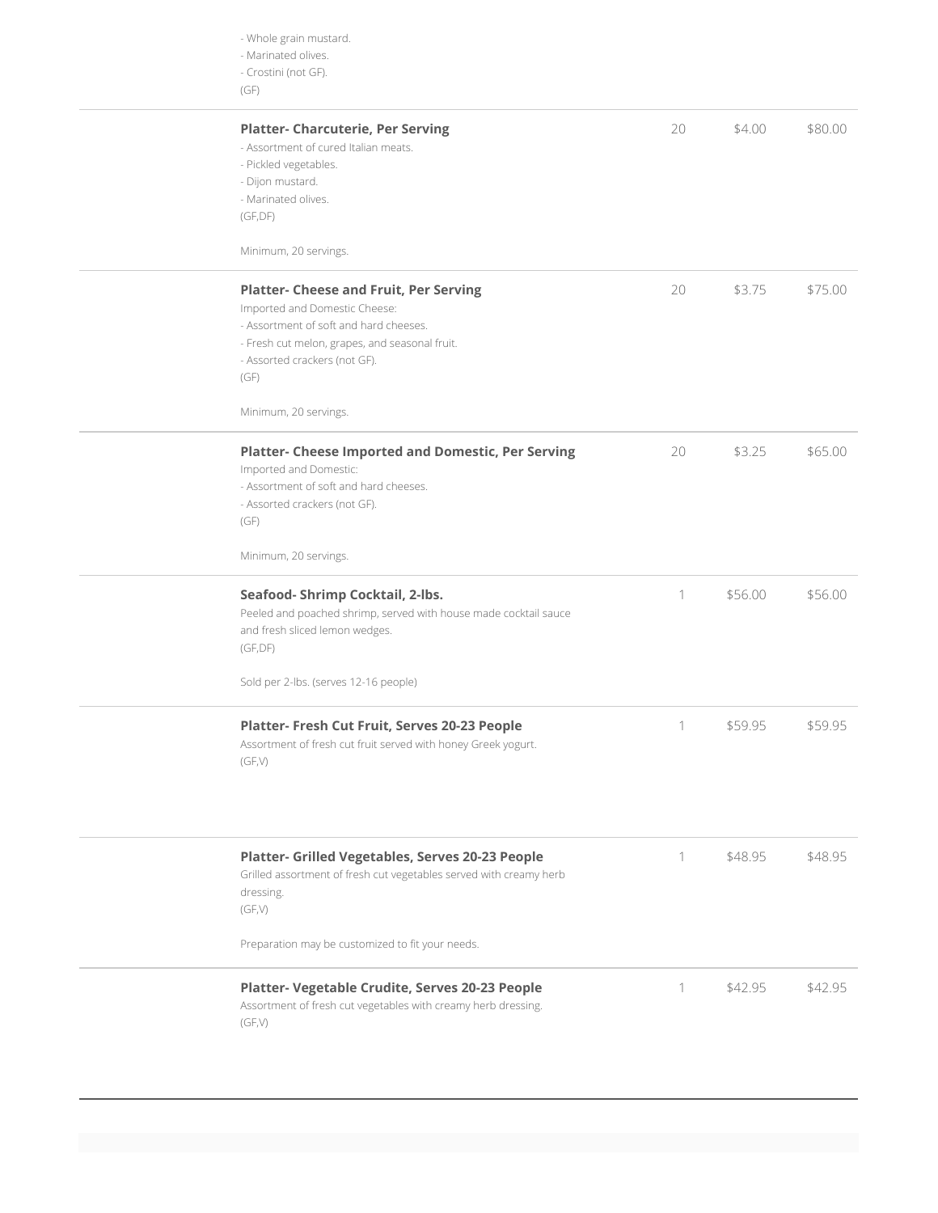- Whole grain mustard.
- Marinated olives.
- Crostini (not GF).

(GF)

| Item | Qty | Price | Total |
|---|---|---|---|
| **Platter- Charcuterie, Per Serving**<br>- Assortment of cured Italian meats.<br>- Pickled vegetables.<br>- Dijon mustard.<br>- Marinated olives.<br>(GF,DF)<br><br>Minimum, 20 servings. | 20 | $4.00 | $80.00 |
| **Platter- Cheese and Fruit, Per Serving**<br>Imported and Domestic Cheese:<br>- Assortment of soft and hard cheeses.<br>- Fresh cut melon, grapes, and seasonal fruit.<br>- Assorted crackers (not GF).<br>(GF)<br><br>Minimum, 20 servings. | 20 | $3.75 | $75.00 |
| **Platter- Cheese Imported and Domestic, Per Serving**<br>Imported and Domestic:<br>- Assortment of soft and hard cheeses.<br>- Assorted crackers (not GF).<br>(GF)<br><br>Minimum, 20 servings. | 20 | $3.25 | $65.00 |
| **Seafood- Shrimp Cocktail, 2-lbs.**<br>Peeled and poached shrimp, served with house made cocktail sauce and fresh sliced lemon wedges.<br>(GF,DF)<br><br>Sold per 2-lbs. (serves 12-16 people) | 1 | $56.00 | $56.00 |
| **Platter- Fresh Cut Fruit, Serves 20-23 People**<br>Assortment of fresh cut fruit served with honey Greek yogurt.<br>(GF,V) | 1 | $59.95 | $59.95 |
| **Platter- Grilled Vegetables, Serves 20-23 People**<br>Grilled assortment of fresh cut vegetables served with creamy herb dressing.<br>(GF,V)<br><br>Preparation may be customized to fit your needs. | 1 | $48.95 | $48.95 |
| **Platter- Vegetable Crudite, Serves 20-23 People**<br>Assortment of fresh cut vegetables with creamy herb dressing.<br>(GF,V) | 1 | $42.95 | $42.95 |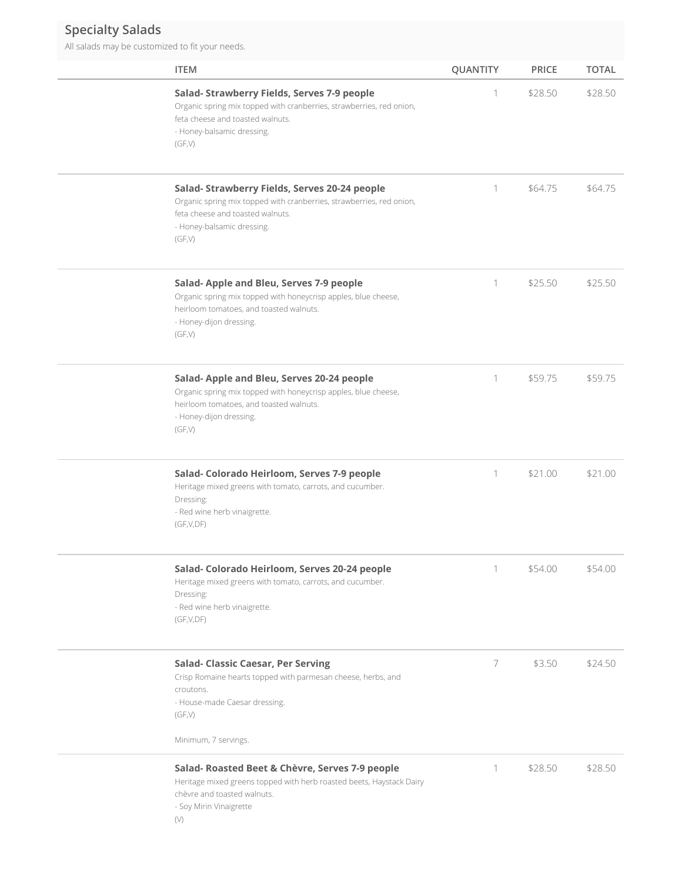## Specialty Salads

All salads may be customized to fit your needs.

| ITEM | QUANTITY | PRICE | TOTAL |
|---|---|---|---|
| **Salad- Strawberry Fields, Serves 7-9 people**<br>Organic spring mix topped with cranberries, strawberries, red onion, feta cheese and toasted walnuts.<br>- Honey-balsamic dressing.<br>(GF,V) | 1 | $28.50 | $28.50 |
| **Salad- Strawberry Fields, Serves 20-24 people**<br>Organic spring mix topped with cranberries, strawberries, red onion, feta cheese and toasted walnuts.<br>- Honey-balsamic dressing.<br>(GF,V) | 1 | $64.75 | $64.75 |
| **Salad- Apple and Bleu, Serves 7-9 people**<br>Organic spring mix topped with honeycrisp apples, blue cheese, heirloom tomatoes, and toasted walnuts.<br>- Honey-dijon dressing.<br>(GF,V) | 1 | $25.50 | $25.50 |
| **Salad- Apple and Bleu, Serves 20-24 people**<br>Organic spring mix topped with honeycrisp apples, blue cheese, heirloom tomatoes, and toasted walnuts.<br>- Honey-dijon dressing.<br>(GF,V) | 1 | $59.75 | $59.75 |
| **Salad- Colorado Heirloom, Serves 7-9 people**<br>Heritage mixed greens with tomato, carrots, and cucumber.<br>Dressing:<br>- Red wine herb vinaigrette.<br>(GF,V,DF) | 1 | $21.00 | $21.00 |
| **Salad- Colorado Heirloom, Serves 20-24 people**<br>Heritage mixed greens with tomato, carrots, and cucumber.<br>Dressing:<br>- Red wine herb vinaigrette.<br>(GF,V,DF) | 1 | $54.00 | $54.00 |
| **Salad- Classic Caesar, Per Serving**<br>Crisp Romaine hearts topped with parmesan cheese, herbs, and croutons.<br>- House-made Caesar dressing.<br>(GF,V)<br><br>Minimum, 7 servings. | 7 | $3.50 | $24.50 |
| **Salad- Roasted Beet & Chèvre, Serves 7-9 people**<br>Heritage mixed greens topped with herb roasted beets, Haystack Dairy chèvre and toasted walnuts.<br>- Soy Mirin Vinaigrette<br>(V) | 1 | $28.50 | $28.50 |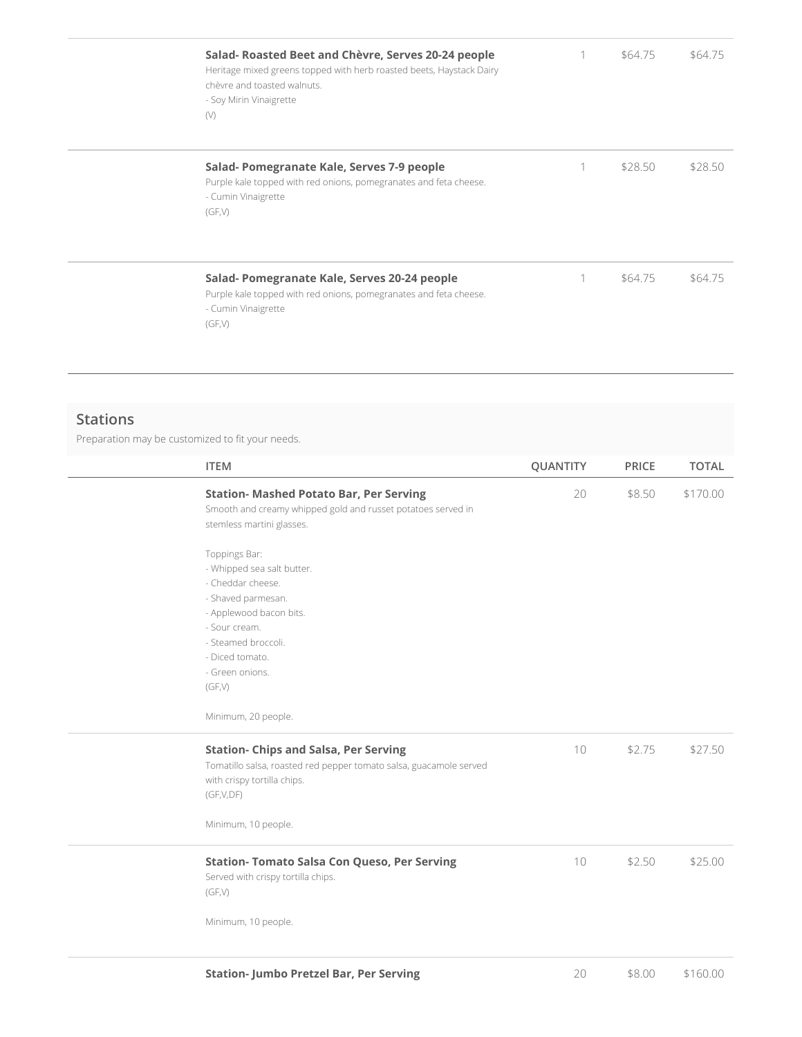| ITEM | QUANTITY | PRICE | TOTAL |
|---|---|---|---|
| **Salad- Roasted Beet and Chèvre, Serves 20-24 people**<br>Heritage mixed greens topped with herb roasted beets, Haystack Dairy chèvre and toasted walnuts.<br>- Soy Mirin Vinaigrette<br>(V) | 1 | $64.75 | $64.75 |
| **Salad- Pomegranate Kale, Serves 7-9 people**<br>Purple kale topped with red onions, pomegranates and feta cheese.<br>- Cumin Vinaigrette<br>(GF,V) | 1 | $28.50 | $28.50 |
| **Salad- Pomegranate Kale, Serves 20-24 people**<br>Purple kale topped with red onions, pomegranates and feta cheese.<br>- Cumin Vinaigrette<br>(GF,V) | 1 | $64.75 | $64.75 |

## Stations

Preparation may be customized to fit your needs.

| ITEM | QUANTITY | PRICE | TOTAL |
|---|---|---|---|
| **Station- Mashed Potato Bar, Per Serving**<br>Smooth and creamy whipped gold and russet potatoes served in stemless martini glasses.<br><br>Toppings Bar:<br>- Whipped sea salt butter.<br>- Cheddar cheese.<br>- Shaved parmesan.<br>- Applewood bacon bits.<br>- Sour cream.<br>- Steamed broccoli.<br>- Diced tomato.<br>- Green onions.<br>(GF,V)<br><br>Minimum, 20 people. | 20 | $8.50 | $170.00 |
| **Station- Chips and Salsa, Per Serving**<br>Tomatillo salsa, roasted red pepper tomato salsa, guacamole served with crispy tortilla chips.<br>(GF,V,DF)<br><br>Minimum, 10 people. | 10 | $2.75 | $27.50 |
| **Station- Tomato Salsa Con Queso, Per Serving**<br>Served with crispy tortilla chips.<br>(GF,V)<br><br>Minimum, 10 people. | 10 | $2.50 | $25.00 |
| **Station- Jumbo Pretzel Bar, Per Serving** | 20 | $8.00 | $160.00 |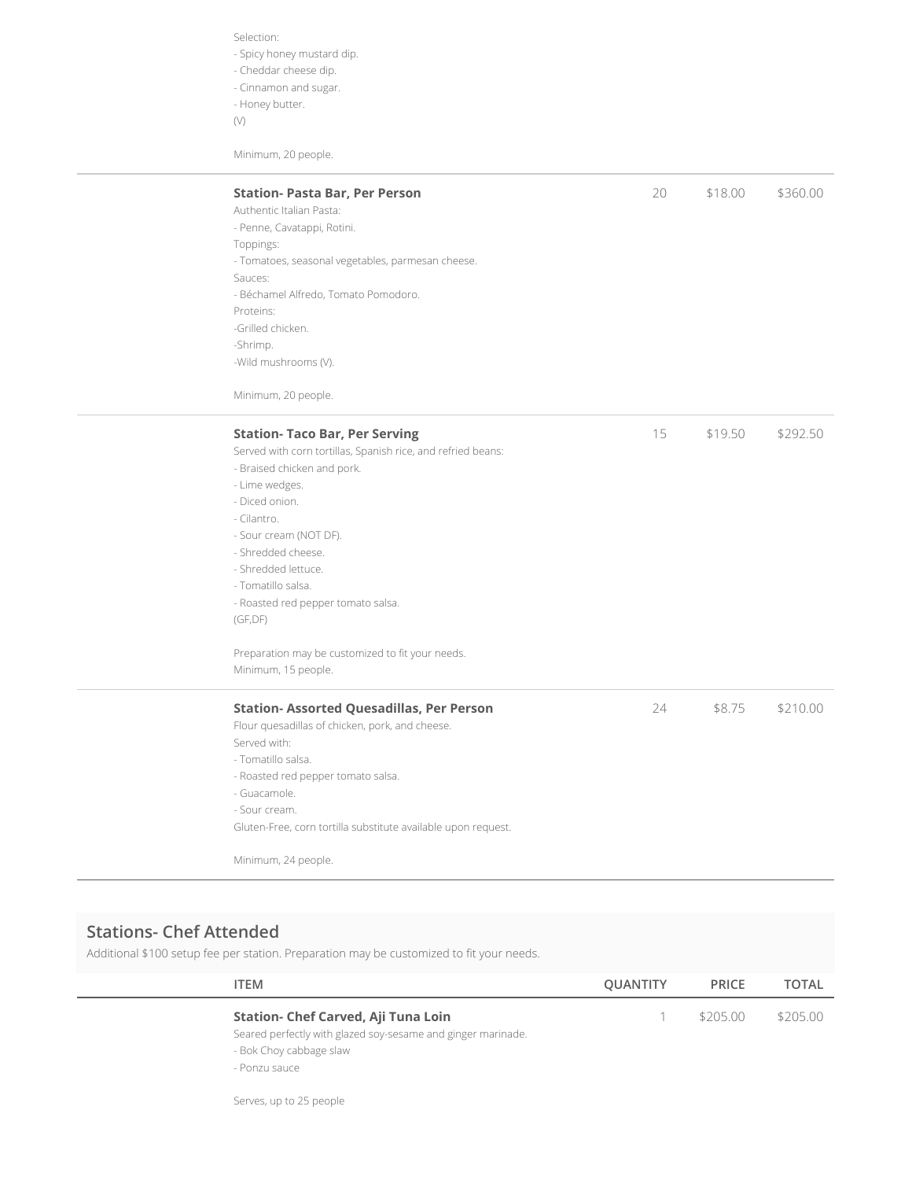Selection:
- Spicy honey mustard dip.
- Cheddar cheese dip.
- Cinnamon and sugar.
- Honey butter.
(V)

Minimum, 20 people.

| ITEM | QUANTITY | PRICE | TOTAL |
|---|---|---|---|
| **Station- Pasta Bar, Per Person**<br>Authentic Italian Pasta:<br>- Penne, Cavatappi, Rotini.<br>Toppings:<br>- Tomatoes, seasonal vegetables, parmesan cheese.<br>Sauces:<br>- Béchamel Alfredo, Tomato Pomodoro.<br>Proteins:<br>-Grilled chicken.<br>-Shrimp.<br>-Wild mushrooms (V).<br><br>Minimum, 20 people. | 20 | $18.00 | $360.00 |
| **Station- Taco Bar, Per Serving**<br>Served with corn tortillas, Spanish rice, and refried beans:<br>- Braised chicken and pork.<br>- Lime wedges.<br>- Diced onion.<br>- Cilantro.<br>- Sour cream (NOT DF).<br>- Shredded cheese.<br>- Shredded lettuce.<br>- Tomatillo salsa.<br>- Roasted red pepper tomato salsa.<br>(GF,DF)<br><br>Preparation may be customized to fit your needs.<br>Minimum, 15 people. | 15 | $19.50 | $292.50 |
| **Station- Assorted Quesadillas, Per Person**<br>Flour quesadillas of chicken, pork, and cheese.<br>Served with:<br>- Tomatillo salsa.<br>- Roasted red pepper tomato salsa.<br>- Guacamole.<br>- Sour cream.<br>Gluten-Free, corn tortilla substitute available upon request.<br><br>Minimum, 24 people. | 24 | $8.75 | $210.00 |

## Stations- Chef Attended

Additional $100 setup fee per station. Preparation may be customized to fit your needs.

| ITEM | QUANTITY | PRICE | TOTAL |
|---|---|---|---|
| **Station- Chef Carved, Aji Tuna Loin**<br>Seared perfectly with glazed soy-sesame and ginger marinade.<br>- Bok Choy cabbage slaw<br>- Ponzu sauce<br><br>Serves, up to 25 people | 1 | $205.00 | $205.00 |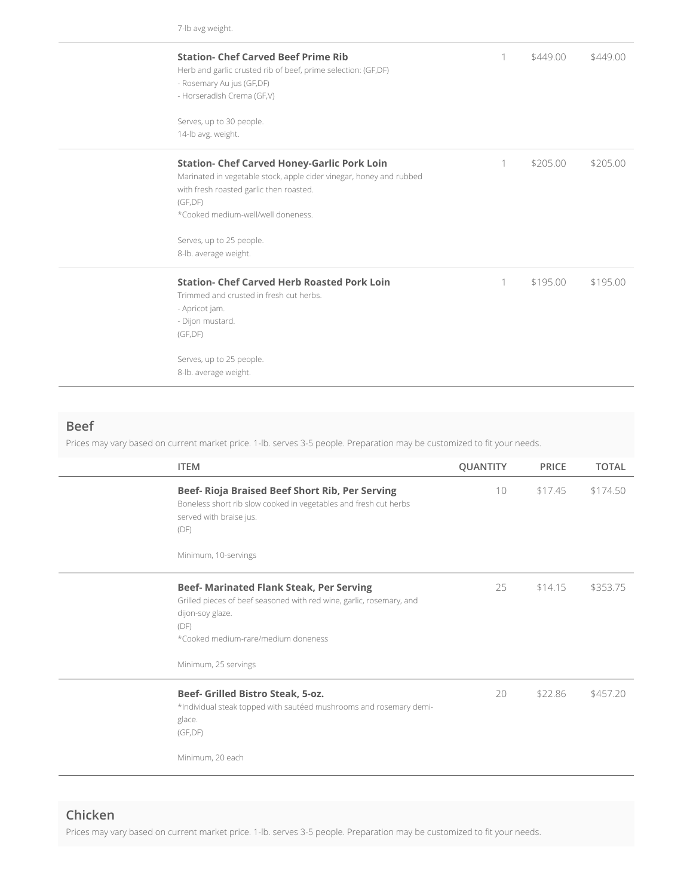7-lb avg weight.

| ITEM | QUANTITY | PRICE | TOTAL |
|---|---|---|---|
| **Station- Chef Carved Beef Prime Rib**<br>Herb and garlic crusted rib of beef, prime selection: (GF,DF)<br>- Rosemary Au jus (GF,DF)<br>- Horseradish Crema (GF,V)<br><br>Serves, up to 30 people.<br>14-lb avg. weight. | 1 | $449.00 | $449.00 |
| **Station- Chef Carved Honey-Garlic Pork Loin**<br>Marinated in vegetable stock, apple cider vinegar, honey and rubbed with fresh roasted garlic then roasted.<br>(GF,DF)<br>*Cooked medium-well/well doneness.<br><br>Serves, up to 25 people.<br>8-lb. average weight. | 1 | $205.00 | $205.00 |
| **Station- Chef Carved Herb Roasted Pork Loin**<br>Trimmed and crusted in fresh cut herbs.<br>- Apricot jam.<br>- Dijon mustard.<br>(GF,DF)<br><br>Serves, up to 25 people.<br>8-lb. average weight. | 1 | $195.00 | $195.00 |

## Beef

Prices may vary based on current market price. 1-lb. serves 3-5 people. Preparation may be customized to fit your needs.

| ITEM | QUANTITY | PRICE | TOTAL |
|---|---|---|---|
| **Beef- Rioja Braised Beef Short Rib, Per Serving**<br>Boneless short rib slow cooked in vegetables and fresh cut herbs served with braise jus.<br>(DF)<br><br>Minimum, 10-servings | 10 | $17.45 | $174.50 |
| **Beef- Marinated Flank Steak, Per Serving**<br>Grilled pieces of beef seasoned with red wine, garlic, rosemary, and dijon-soy glaze.<br>(DF)<br>*Cooked medium-rare/medium doneness<br><br>Minimum, 25 servings | 25 | $14.15 | $353.75 |
| **Beef- Grilled Bistro Steak, 5-oz.**<br>*Individual steak topped with sautéed mushrooms and rosemary demi-glace.<br>(GF,DF)<br><br>Minimum, 20 each | 20 | $22.86 | $457.20 |

## Chicken

Prices may vary based on current market price. 1-lb. serves 3-5 people. Preparation may be customized to fit your needs.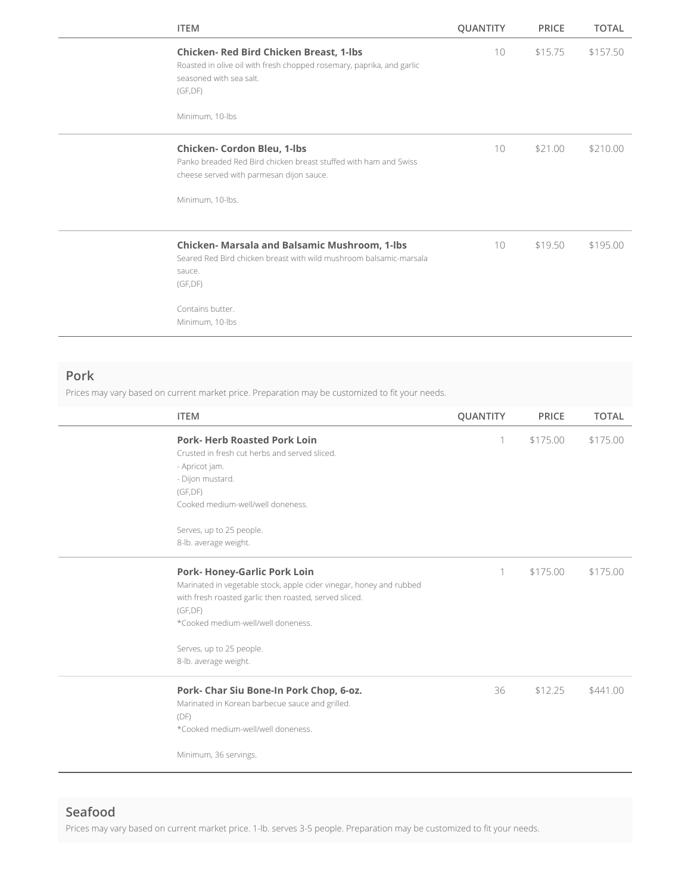| ITEM | QUANTITY | PRICE | TOTAL |
| --- | --- | --- | --- |
| **Chicken- Red Bird Chicken Breast, 1-lbs**<br>Roasted in olive oil with fresh chopped rosemary, paprika, and garlic seasoned with sea salt.<br>(GF,DF)<br><br>Minimum, 10-lbs | 10 | $15.75 | $157.50 |
| **Chicken- Cordon Bleu, 1-lbs**<br>Panko breaded Red Bird chicken breast stuffed with ham and Swiss cheese served with parmesan dijon sauce.<br><br>Minimum, 10-lbs. | 10 | $21.00 | $210.00 |
| **Chicken- Marsala and Balsamic Mushroom, 1-lbs**<br>Seared Red Bird chicken breast with wild mushroom balsamic-marsala sauce.<br>(GF,DF)<br><br>Contains butter.<br>Minimum, 10-lbs | 10 | $19.50 | $195.00 |

## Pork

Prices may vary based on current market price. Preparation may be customized to fit your needs.

| ITEM | QUANTITY | PRICE | TOTAL |
| --- | --- | --- | --- |
| **Pork- Herb Roasted Pork Loin**<br>Crusted in fresh cut herbs and served sliced.<br>- Apricot jam.<br>- Dijon mustard.<br>(GF,DF)<br>Cooked medium-well/well doneness.<br><br>Serves, up to 25 people.<br>8-lb. average weight. | 1 | $175.00 | $175.00 |
| **Pork- Honey-Garlic Pork Loin**<br>Marinated in vegetable stock, apple cider vinegar, honey and rubbed with fresh roasted garlic then roasted, served sliced.<br>(GF,DF)<br>*Cooked medium-well/well doneness.<br><br>Serves, up to 25 people.<br>8-lb. average weight. | 1 | $175.00 | $175.00 |
| **Pork- Char Siu Bone-In Pork Chop, 6-oz.**<br>Marinated in Korean barbecue sauce and grilled.<br>(DF)<br>*Cooked medium-well/well doneness.<br><br>Minimum, 36 servings. | 36 | $12.25 | $441.00 |

## Seafood

Prices may vary based on current market price. 1-lb. serves 3-5 people. Preparation may be customized to fit your needs.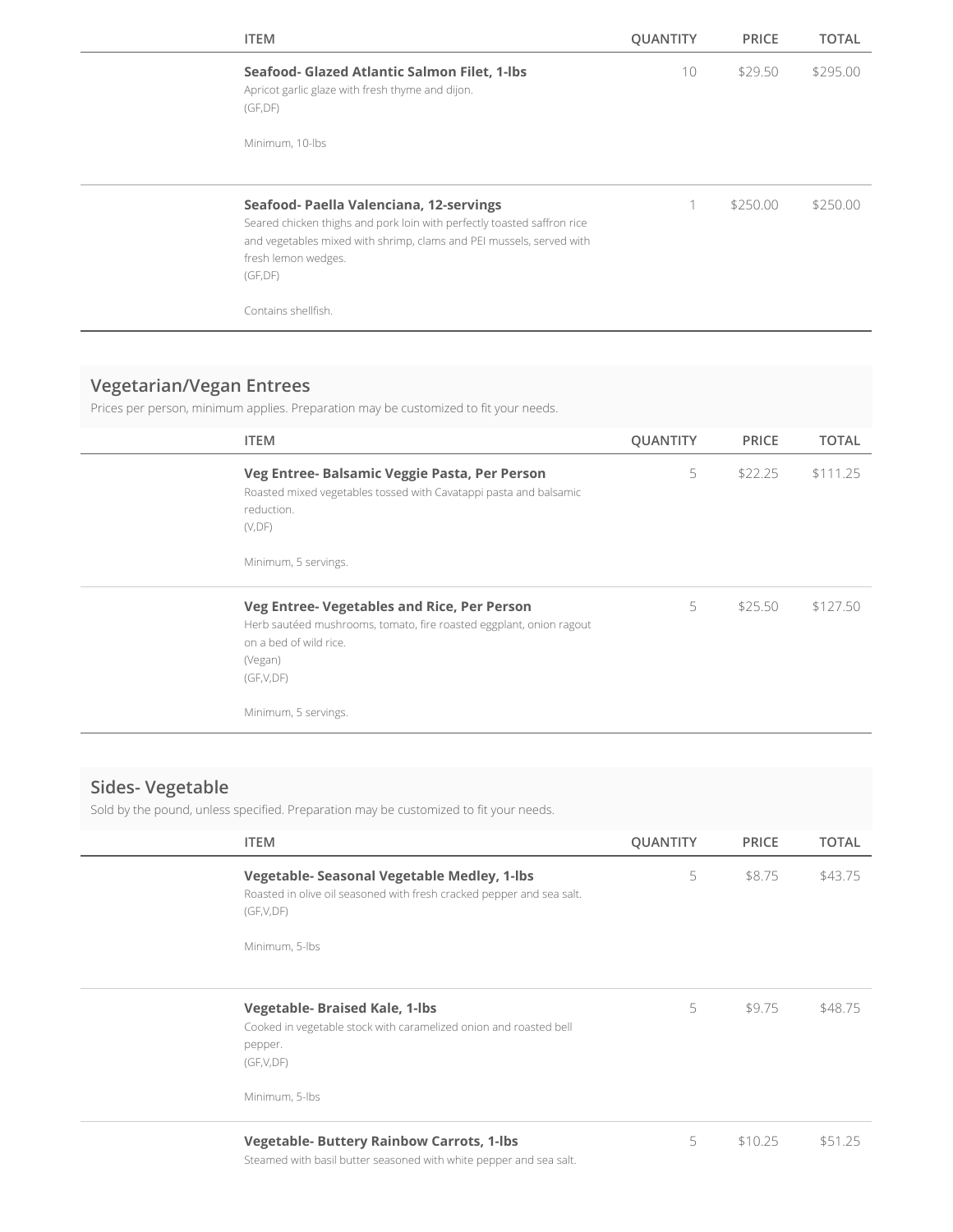| ITEM | QUANTITY | PRICE | TOTAL |
| --- | --- | --- | --- |
| **Seafood- Glazed Atlantic Salmon Filet, 1-lbs**<br>Apricot garlic glaze with fresh thyme and dijon.<br>(GF,DF)<br><br>Minimum, 10-lbs | 10 | $29.50 | $295.00 |
| **Seafood- Paella Valenciana, 12-servings**<br>Seared chicken thighs and pork loin with perfectly toasted saffron rice and vegetables mixed with shrimp, clams and PEI mussels, served with fresh lemon wedges.<br>(GF,DF)<br><br>Contains shellfish. | 1 | $250.00 | $250.00 |

## Vegetarian/Vegan Entrees

Prices per person, minimum applies. Preparation may be customized to fit your needs.

| ITEM | QUANTITY | PRICE | TOTAL |
| --- | --- | --- | --- |
| **Veg Entree- Balsamic Veggie Pasta, Per Person**<br>Roasted mixed vegetables tossed with Cavatappi pasta and balsamic reduction.<br>(V,DF)<br><br>Minimum, 5 servings. | 5 | $22.25 | $111.25 |
| **Veg Entree- Vegetables and Rice, Per Person**<br>Herb sautéed mushrooms, tomato, fire roasted eggplant, onion ragout on a bed of wild rice.<br>(Vegan)<br>(GF,V,DF)<br><br>Minimum, 5 servings. | 5 | $25.50 | $127.50 |

## Sides- Vegetable

Sold by the pound, unless specified. Preparation may be customized to fit your needs.

| ITEM | QUANTITY | PRICE | TOTAL |
| --- | --- | --- | --- |
| **Vegetable- Seasonal Vegetable Medley, 1-lbs**<br>Roasted in olive oil seasoned with fresh cracked pepper and sea salt.<br>(GF,V,DF)<br><br>Minimum, 5-lbs | 5 | $8.75 | $43.75 |
| **Vegetable- Braised Kale, 1-lbs**<br>Cooked in vegetable stock with caramelized onion and roasted bell pepper.<br>(GF,V,DF)<br><br>Minimum, 5-lbs | 5 | $9.75 | $48.75 |
| **Vegetable- Buttery Rainbow Carrots, 1-lbs**<br>Steamed with basil butter seasoned with white pepper and sea salt. | 5 | $10.25 | $51.25 |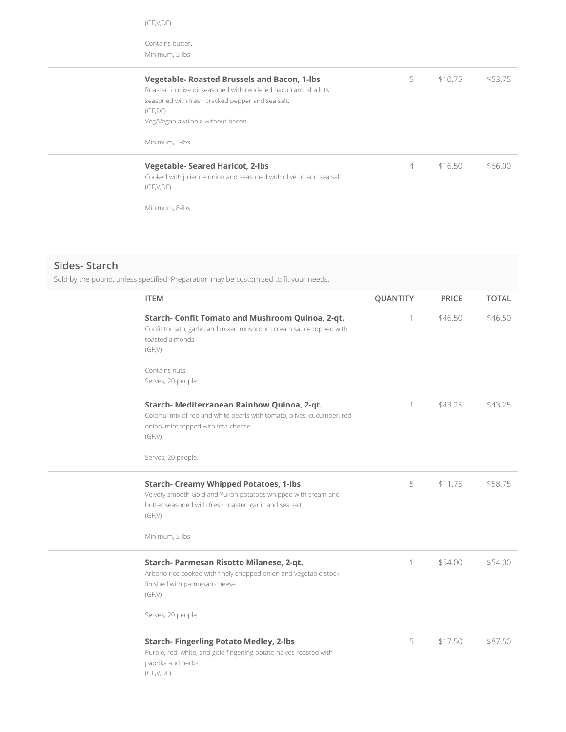| ITEM | QUANTITY | PRICE | TOTAL |
| --- | --- | --- | --- |
| (GF,V,DF)<br><br>Contains butter.<br>Minimum, 5-lbs | | | |
| **Vegetable- Roasted Brussels and Bacon, 1-lbs**<br>Roasted in olive oil seasoned with rendered bacon and shallots seasoned with fresh cracked pepper and sea salt.<br>(GF,DF)<br>Veg/Vegan available without bacon.<br><br>Minimum, 5-lbs | 5 | $10.75 | $53.75 |
| **Vegetable- Seared Haricot, 2-lbs**<br>Cooked with julienne onion and seasoned with olive oil and sea salt.<br>(GF,V,DF)<br><br>Minimum, 8-lbs | 4 | $16.50 | $66.00 |

## Sides- Starch

Sold by the pound, unless specified. Preparation may be customized to fit your needs.

| ITEM | QUANTITY | PRICE | TOTAL |
| --- | --- | --- | --- |
| **Starch- Confit Tomato and Mushroom Quinoa, 2-qt.**<br>Confit tomato, garlic, and mixed mushroom cream sauce topped with toasted almonds.<br>(GF,V)<br><br>Contains nuts.<br>Serves, 20 people. | 1 | $46.50 | $46.50 |
| **Starch- Mediterranean Rainbow Quinoa, 2-qt.**<br>Colorful mix of red and white pearls with tomato, olives, cucumber, red onion, mint topped with feta cheese.<br>(GF,V)<br><br>Serves, 20 people. | 1 | $43.25 | $43.25 |
| **Starch- Creamy Whipped Potatoes, 1-lbs**<br>Velvety smooth Gold and Yukon potatoes whipped with cream and butter seasoned with fresh roasted garlic and sea salt.<br>(GF,V)<br><br>Minimum, 5-lbs | 5 | $11.75 | $58.75 |
| **Starch- Parmesan Risotto Milanese, 2-qt.**<br>Arborio rice cooked with finely chopped onion and vegetable stock finished with parmesan cheese.<br>(GF,V)<br><br>Serves, 20 people. | 1 | $54.00 | $54.00 |
| **Starch- Fingerling Potato Medley, 2-lbs**<br>Purple, red, white, and gold fingerling potato halves roasted with paprika and herbs.<br>(GF,V,DF) | 5 | $17.50 | $87.50 |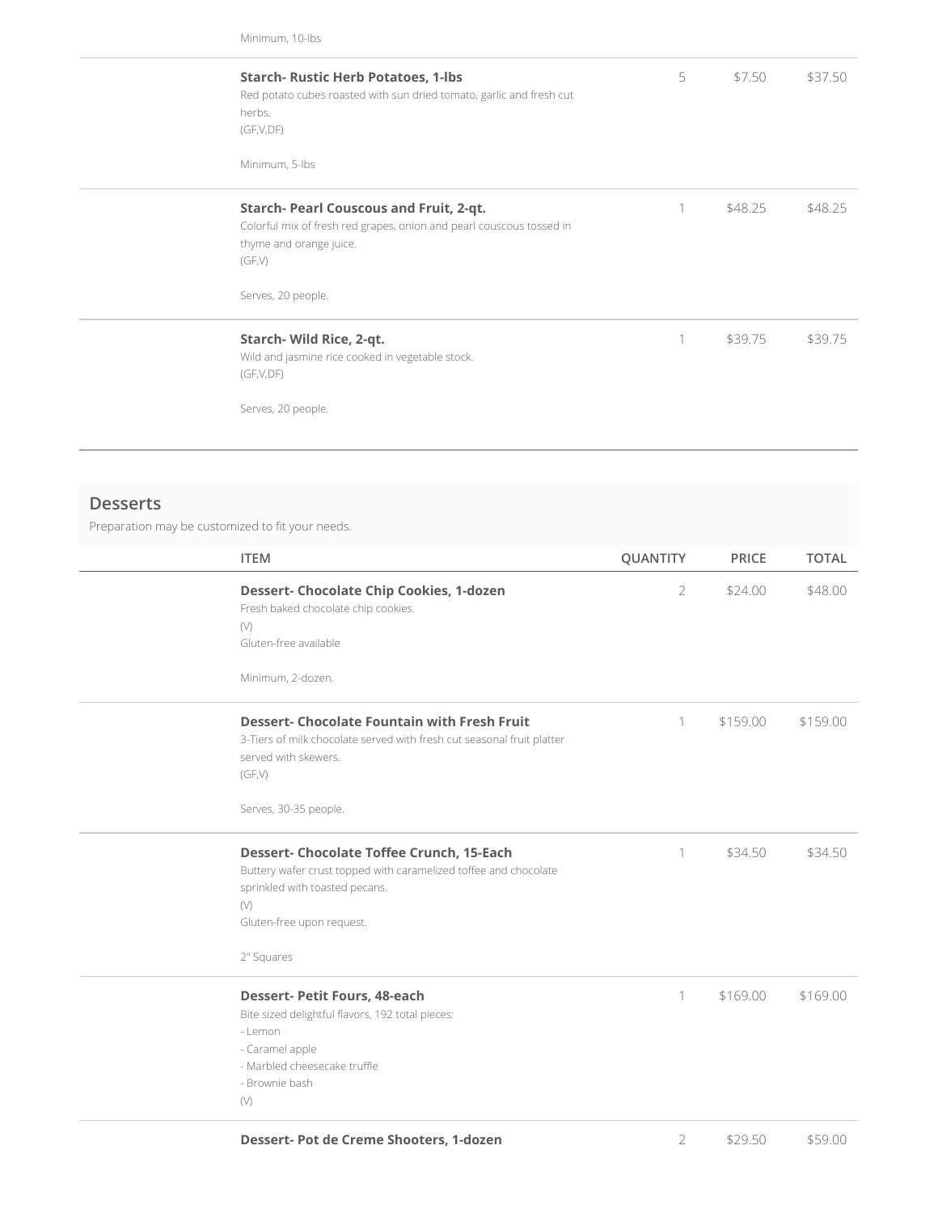| ITEM | QUANTITY | PRICE | TOTAL |
|---|---|---|---|
| Minimum, 10-lbs | | | |
| **Starch- Rustic Herb Potatoes, 1-lbs**<br>Red potato cubes roasted with sun dried tomato, garlic and fresh cut herbs.<br>(GF,V,DF)<br><br>Minimum, 5-lbs | 5 | $7.50 | $37.50 |
| **Starch- Pearl Couscous and Fruit, 2-qt.**<br>Colorful mix of fresh red grapes, onion and pearl couscous tossed in thyme and orange juice.<br>(GF,V)<br><br>Serves, 20 people. | 1 | $48.25 | $48.25 |
| **Starch- Wild Rice, 2-qt.**<br>Wild and jasmine rice cooked in vegetable stock.<br>(GF,V,DF)<br><br>Serves, 20 people. | 1 | $39.75 | $39.75 |

## Desserts

Preparation may be customized to fit your needs.

| ITEM | QUANTITY | PRICE | TOTAL |
|---|---|---|---|
| **Dessert- Chocolate Chip Cookies, 1-dozen**<br>Fresh baked chocolate chip cookies.<br>(V)<br>Gluten-free available<br><br>Minimum, 2-dozen. | 2 | $24.00 | $48.00 |
| **Dessert- Chocolate Fountain with Fresh Fruit**<br>3-Tiers of milk chocolate served with fresh cut seasonal fruit platter served with skewers.<br>(GF,V)<br><br>Serves, 30-35 people. | 1 | $159.00 | $159.00 |
| **Dessert- Chocolate Toffee Crunch, 15-Each**<br>Buttery wafer crust topped with caramelized toffee and chocolate sprinkled with toasted pecans.<br>(V)<br>Gluten-free upon request.<br><br>2" Squares | 1 | $34.50 | $34.50 |
| **Dessert- Petit Fours, 48-each**<br>Bite sized delightful flavors, 192 total pieces:<br>- Lemon<br>- Caramel apple<br>- Marbled cheesecake truffle<br>- Brownie bash<br>(V) | 1 | $169.00 | $169.00 |
| **Dessert- Pot de Creme Shooters, 1-dozen** | 2 | $29.50 | $59.00 |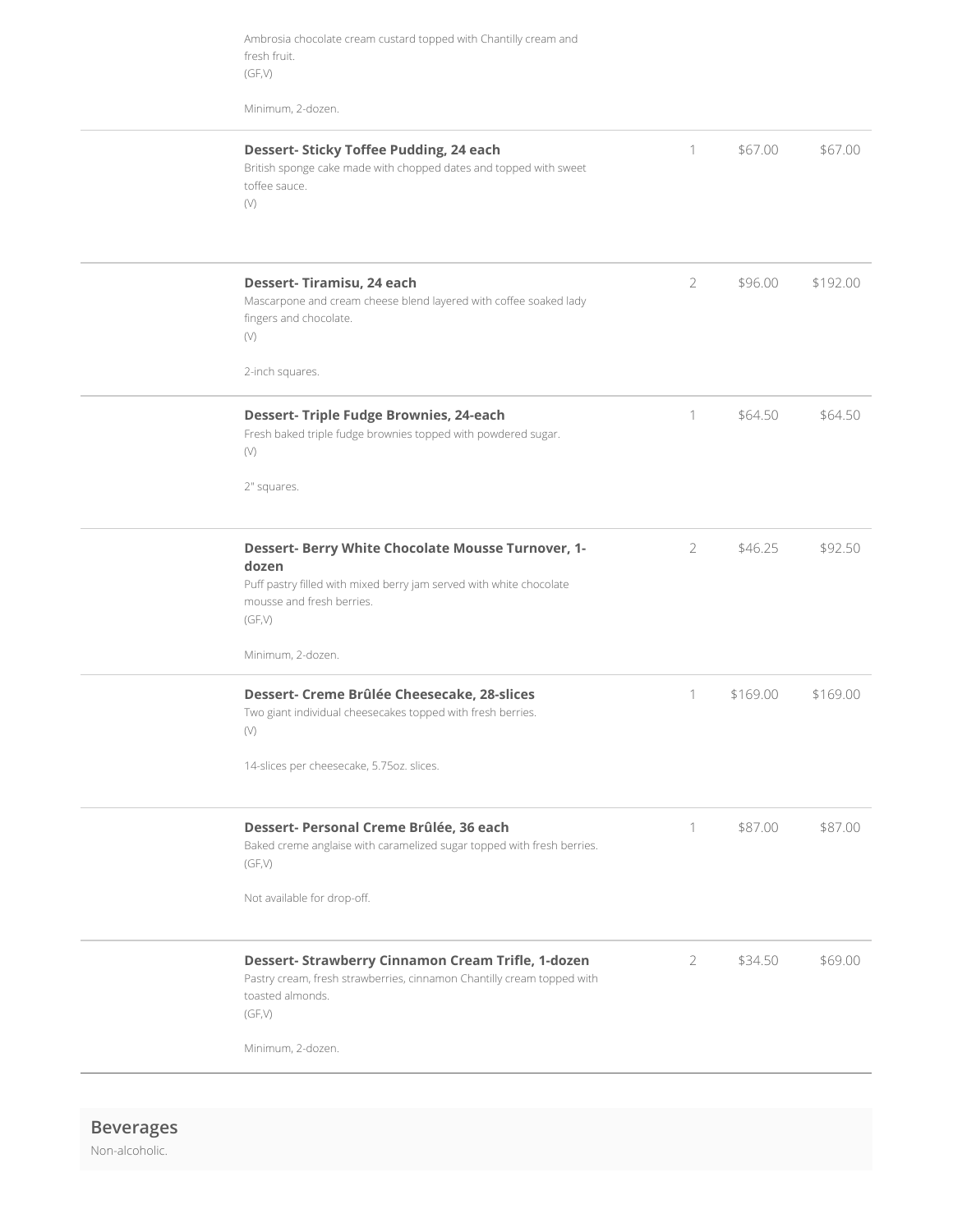Ambrosia chocolate cream custard topped with Chantilly cream and fresh fruit.
(GF,V)

Minimum, 2-dozen.

| Item | Qty | Unit Price | Total |
| --- | --- | --- | --- |
| **Dessert- Sticky Toffee Pudding, 24 each**<br>British sponge cake made with chopped dates and topped with sweet toffee sauce.<br>(V) | 1 | $67.00 | $67.00 |
| **Dessert- Tiramisu, 24 each**<br>Mascarpone and cream cheese blend layered with coffee soaked lady fingers and chocolate.<br>(V)<br><br>2-inch squares. | 2 | $96.00 | $192.00 |
| **Dessert- Triple Fudge Brownies, 24-each**<br>Fresh baked triple fudge brownies topped with powdered sugar.<br>(V)<br><br>2" squares. | 1 | $64.50 | $64.50 |
| **Dessert- Berry White Chocolate Mousse Turnover, 1-dozen**<br>Puff pastry filled with mixed berry jam served with white chocolate mousse and fresh berries.<br>(GF,V)<br><br>Minimum, 2-dozen. | 2 | $46.25 | $92.50 |
| **Dessert- Creme Brûlée Cheesecake, 28-slices**<br>Two giant individual cheesecakes topped with fresh berries.<br>(V)<br><br>14-slices per cheesecake, 5.75oz. slices. | 1 | $169.00 | $169.00 |
| **Dessert- Personal Creme Brûlée, 36 each**<br>Baked creme anglaise with caramelized sugar topped with fresh berries.<br>(GF,V)<br><br>Not available for drop-off. | 1 | $87.00 | $87.00 |
| **Dessert- Strawberry Cinnamon Cream Trifle, 1-dozen**<br>Pastry cream, fresh strawberries, cinnamon Chantilly cream topped with toasted almonds.<br>(GF,V)<br><br>Minimum, 2-dozen. | 2 | $34.50 | $69.00 |

## Beverages

Non-alcoholic.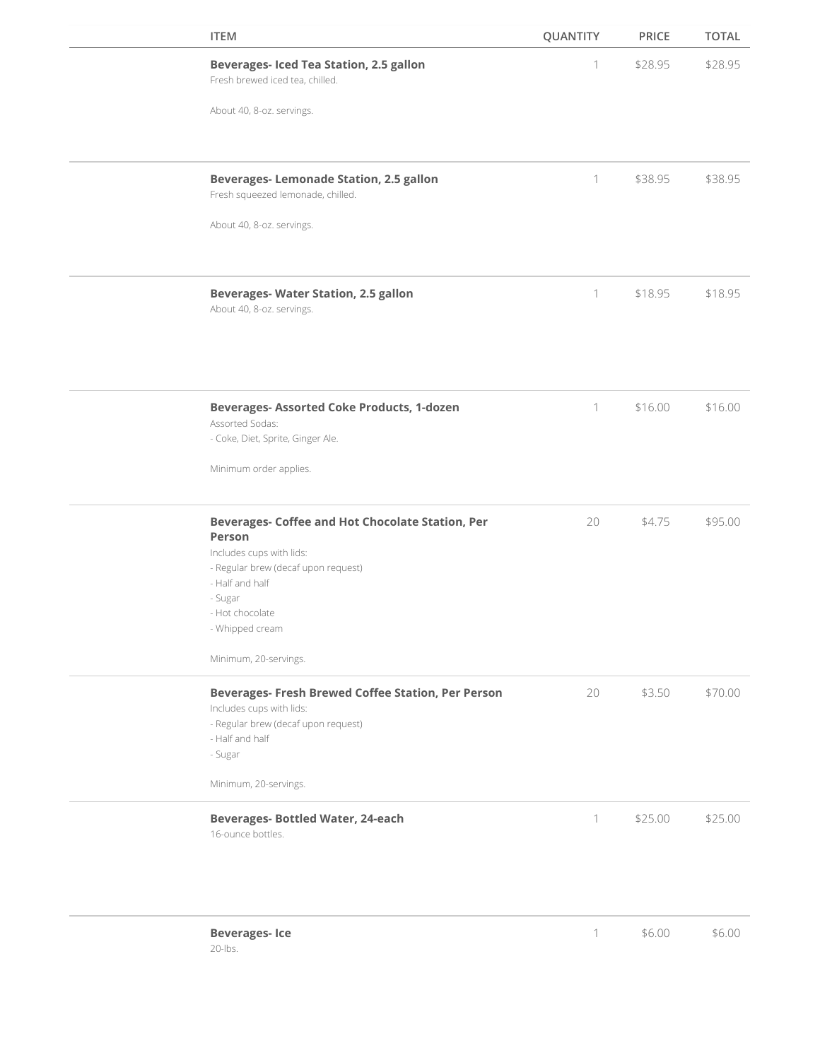| ITEM | QUANTITY | PRICE | TOTAL |
| --- | --- | --- | --- |
| **Beverages- Iced Tea Station, 2.5 gallon**<br>Fresh brewed iced tea, chilled.<br><br>About 40, 8-oz. servings. | 1 | $28.95 | $28.95 |
| **Beverages- Lemonade Station, 2.5 gallon**<br>Fresh squeezed lemonade, chilled.<br><br>About 40, 8-oz. servings. | 1 | $38.95 | $38.95 |
| **Beverages- Water Station, 2.5 gallon**<br>About 40, 8-oz. servings. | 1 | $18.95 | $18.95 |
| **Beverages- Assorted Coke Products, 1-dozen**<br>Assorted Sodas:<br>- Coke, Diet, Sprite, Ginger Ale.<br><br>Minimum order applies. | 1 | $16.00 | $16.00 |
| **Beverages- Coffee and Hot Chocolate Station, Per Person**<br>Includes cups with lids:<br>- Regular brew (decaf upon request)<br>- Half and half<br>- Sugar<br>- Hot chocolate<br>- Whipped cream<br><br>Minimum, 20-servings. | 20 | $4.75 | $95.00 |
| **Beverages- Fresh Brewed Coffee Station, Per Person**<br>Includes cups with lids:<br>- Regular brew (decaf upon request)<br>- Half and half<br>- Sugar<br><br>Minimum, 20-servings. | 20 | $3.50 | $70.00 |
| **Beverages- Bottled Water, 24-each**<br>16-ounce bottles. | 1 | $25.00 | $25.00 |
| **Beverages- Ice**<br>20-lbs. | 1 | $6.00 | $6.00 |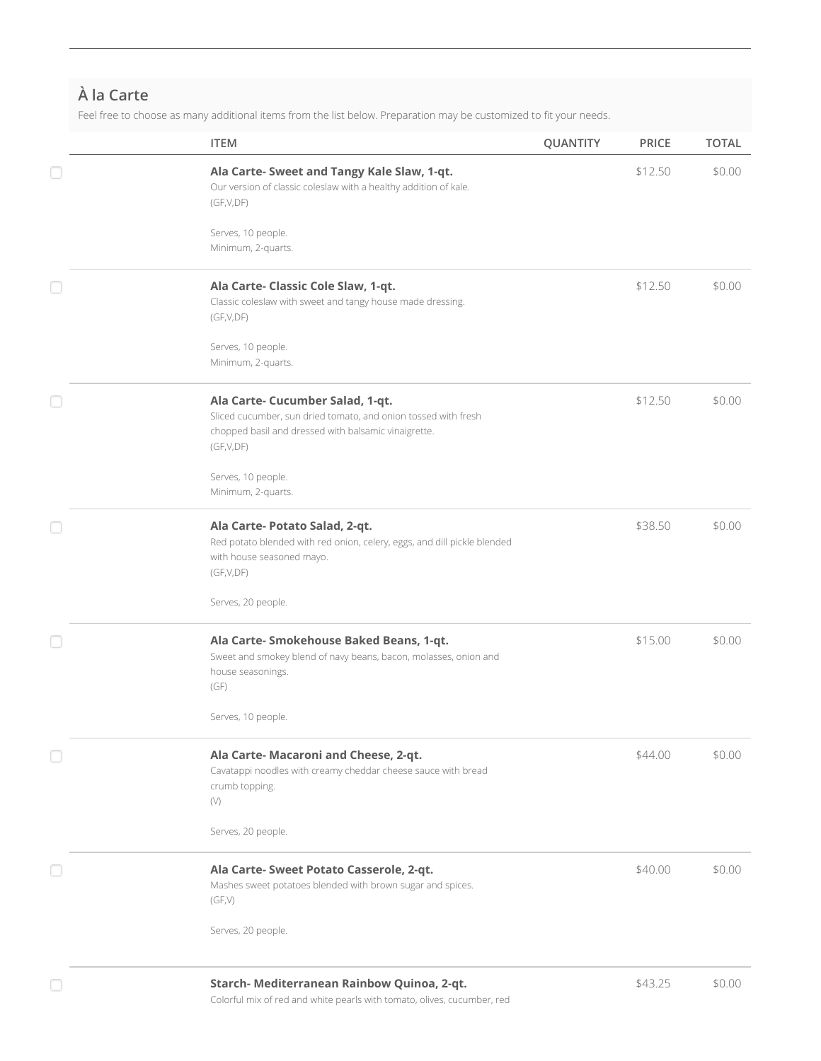## À la Carte

Feel free to choose as many additional items from the list below. Preparation may be customized to fit your needs.

| ITEM | QUANTITY | PRICE | TOTAL |
|---|---|---|---|
| **Ala Carte- Sweet and Tangy Kale Slaw, 1-qt.**<br>Our version of classic coleslaw with a healthy addition of kale.<br>(GF,V,DF)<br><br>Serves, 10 people.<br>Minimum, 2-quarts. | | $12.50 | $0.00 |
| **Ala Carte- Classic Cole Slaw, 1-qt.**<br>Classic coleslaw with sweet and tangy house made dressing.<br>(GF,V,DF)<br><br>Serves, 10 people.<br>Minimum, 2-quarts. | | $12.50 | $0.00 |
| **Ala Carte- Cucumber Salad, 1-qt.**<br>Sliced cucumber, sun dried tomato, and onion tossed with fresh chopped basil and dressed with balsamic vinaigrette.<br>(GF,V,DF)<br><br>Serves, 10 people.<br>Minimum, 2-quarts. | | $12.50 | $0.00 |
| **Ala Carte- Potato Salad, 2-qt.**<br>Red potato blended with red onion, celery, eggs, and dill pickle blended with house seasoned mayo.<br>(GF,V,DF)<br><br>Serves, 20 people. | | $38.50 | $0.00 |
| **Ala Carte- Smokehouse Baked Beans, 1-qt.**<br>Sweet and smokey blend of navy beans, bacon, molasses, onion and house seasonings.<br>(GF)<br><br>Serves, 10 people. | | $15.00 | $0.00 |
| **Ala Carte- Macaroni and Cheese, 2-qt.**<br>Cavatappi noodles with creamy cheddar cheese sauce with bread crumb topping.<br>(V)<br><br>Serves, 20 people. | | $44.00 | $0.00 |
| **Ala Carte- Sweet Potato Casserole, 2-qt.**<br>Mashes sweet potatoes blended with brown sugar and spices.<br>(GF,V)<br><br>Serves, 20 people. | | $40.00 | $0.00 |
| **Starch- Mediterranean Rainbow Quinoa, 2-qt.**<br>Colorful mix of red and white pearls with tomato, olives, cucumber, red | | $43.25 | $0.00 |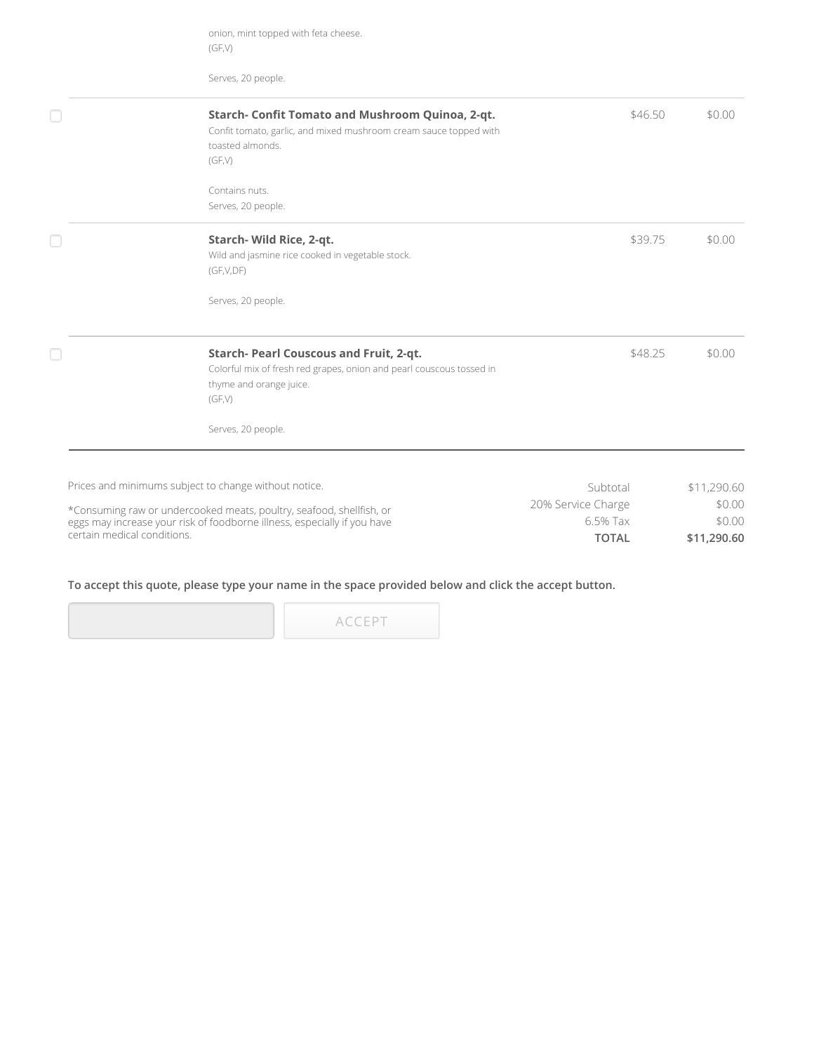onion, mint topped with feta cheese.
(GF,V)

Serves, 20 people.

| | | | |
|---|---|---|---|
| ☐ | **Starch- Confit Tomato and Mushroom Quinoa, 2-qt.**<br>Confit tomato, garlic, and mixed mushroom cream sauce topped with toasted almonds.<br>(GF,V)<br><br>Contains nuts.<br>Serves, 20 people. | $46.50 | $0.00 |
| ☐ | **Starch- Wild Rice, 2-qt.**<br>Wild and jasmine rice cooked in vegetable stock.<br>(GF,V,DF)<br><br>Serves, 20 people. | $39.75 | $0.00 |
| ☐ | **Starch- Pearl Couscous and Fruit, 2-qt.**<br>Colorful mix of fresh red grapes, onion and pearl couscous tossed in thyme and orange juice.<br>(GF,V)<br><br>Serves, 20 people. | $48.25 | $0.00 |

Prices and minimums subject to change without notice.

*Consuming raw or undercooked meats, poultry, seafood, shellfish, or eggs may increase your risk of foodborne illness, especially if you have certain medical conditions.

| | |
|---|---|
| Subtotal | $11,290.60 |
| 20% Service Charge | $0.00 |
| 6.5% Tax | $0.00 |
| **TOTAL** | **$11,290.60** |

**To accept this quote, please type your name in the space provided below and click the accept button.**

ACCEPT